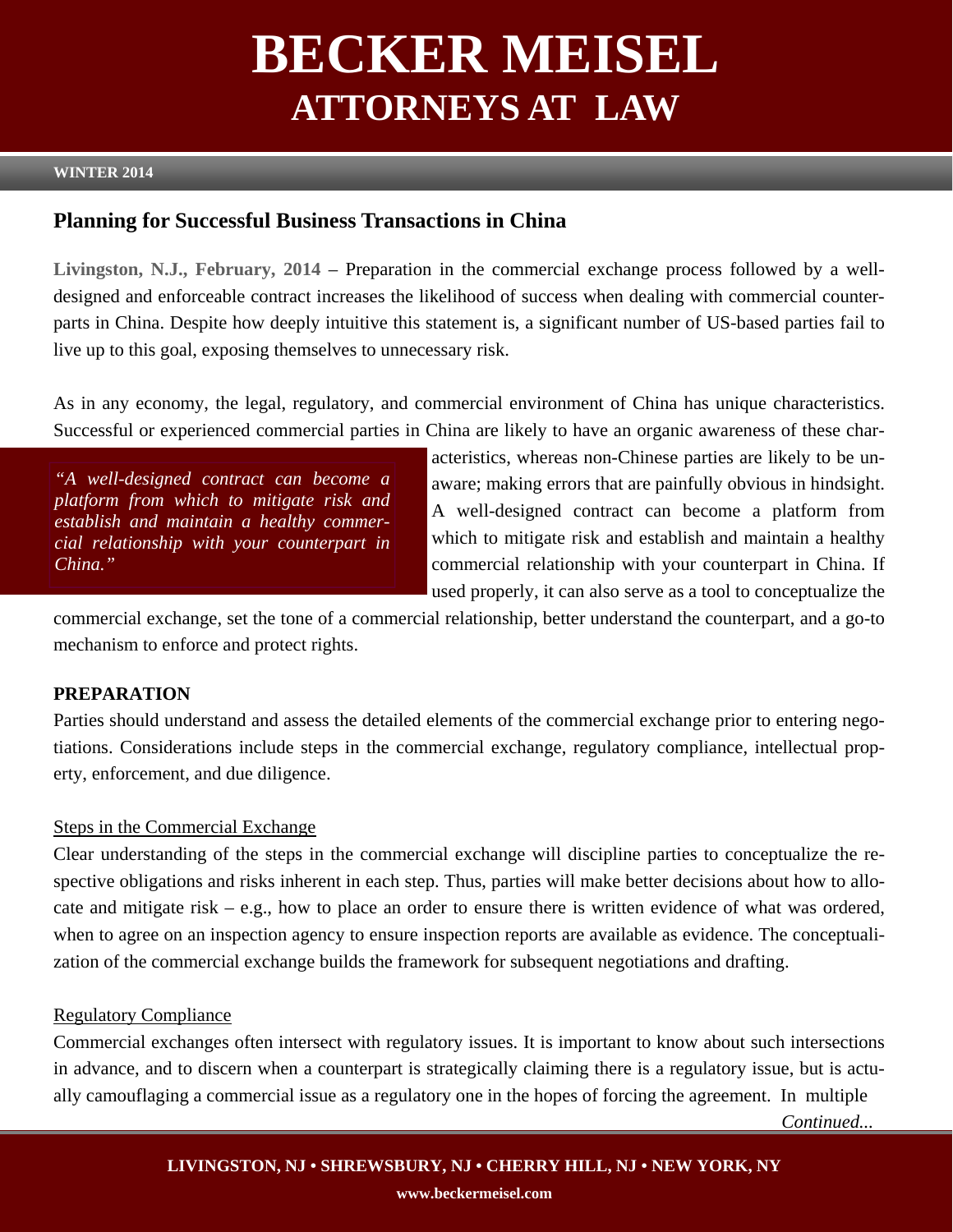# BECKER MEISEL
## ATTORNEYS AT LAW

**WINTER 2014**

## Planning for Successful Business Transactions in China

**Livingston, N.J., February, 2014** – Preparation in the commercial exchange process followed by a well-designed and enforceable contract increases the likelihood of success when dealing with commercial counterparts in China. Despite how deeply intuitive this statement is, a significant number of US-based parties fail to live up to this goal, exposing themselves to unnecessary risk.

As in any economy, the legal, regulatory, and commercial environment of China has unique characteristics. Successful or experienced commercial parties in China are likely to have an organic awareness of these characteristics, whereas non-Chinese parties are likely to be unaware; making errors that are painfully obvious in hindsight. A well-designed contract can become a platform from which to mitigate risk and establish and maintain a healthy commercial relationship with your counterpart in China. If used properly, it can also serve as a tool to conceptualize the commercial exchange, set the tone of a commercial relationship, better understand the counterpart, and a go-to mechanism to enforce and protect rights.

> *"A well-designed contract can become a platform from which to mitigate risk and establish and maintain a healthy commercial relationship with your counterpart in China."*

**PREPARATION**

Parties should understand and assess the detailed elements of the commercial exchange prior to entering negotiations. Considerations include steps in the commercial exchange, regulatory compliance, intellectual property, enforcement, and due diligence.

<u>Steps in the Commercial Exchange</u>

Clear understanding of the steps in the commercial exchange will discipline parties to conceptualize the respective obligations and risks inherent in each step. Thus, parties will make better decisions about how to allocate and mitigate risk – e.g., how to place an order to ensure there is written evidence of what was ordered, when to agree on an inspection agency to ensure inspection reports are available as evidence. The conceptualization of the commercial exchange builds the framework for subsequent negotiations and drafting.

<u>Regulatory Compliance</u>

Commercial exchanges often intersect with regulatory issues. It is important to know about such intersections in advance, and to discern when a counterpart is strategically claiming there is a regulatory issue, but is actually camouflaging a commercial issue as a regulatory one in the hopes of forcing the agreement. In multiple

*Continued...*

**LIVINGSTON, NJ • SHREWSBURY, NJ • CHERRY HILL, NJ • NEW YORK, NY**

**www.beckermeisel.com**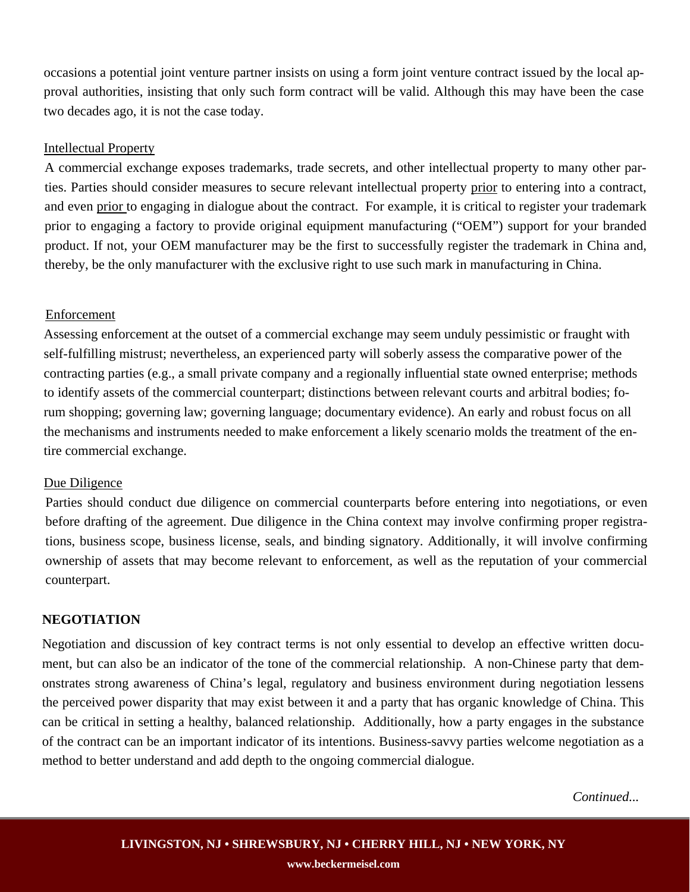occasions a potential joint venture partner insists on using a form joint venture contract issued by the local approval authorities, insisting that only such form contract will be valid. Although this may have been the case two decades ago, it is not the case today.

Intellectual Property

A commercial exchange exposes trademarks, trade secrets, and other intellectual property to many other parties. Parties should consider measures to secure relevant intellectual property prior to entering into a contract, and even prior to engaging in dialogue about the contract. For example, it is critical to register your trademark prior to engaging a factory to provide original equipment manufacturing ("OEM") support for your branded product. If not, your OEM manufacturer may be the first to successfully register the trademark in China and, thereby, be the only manufacturer with the exclusive right to use such mark in manufacturing in China.

Enforcement

Assessing enforcement at the outset of a commercial exchange may seem unduly pessimistic or fraught with self-fulfilling mistrust; nevertheless, an experienced party will soberly assess the comparative power of the contracting parties (e.g., a small private company and a regionally influential state owned enterprise; methods to identify assets of the commercial counterpart; distinctions between relevant courts and arbitral bodies; forum shopping; governing law; governing language; documentary evidence). An early and robust focus on all the mechanisms and instruments needed to make enforcement a likely scenario molds the treatment of the entire commercial exchange.

Due Diligence

Parties should conduct due diligence on commercial counterparts before entering into negotiations, or even before drafting of the agreement. Due diligence in the China context may involve confirming proper registrations, business scope, business license, seals, and binding signatory. Additionally, it will involve confirming ownership of assets that may become relevant to enforcement, as well as the reputation of your commercial counterpart.

**NEGOTIATION**

Negotiation and discussion of key contract terms is not only essential to develop an effective written document, but can also be an indicator of the tone of the commercial relationship. A non-Chinese party that demonstrates strong awareness of China's legal, regulatory and business environment during negotiation lessens the perceived power disparity that may exist between it and a party that has organic knowledge of China. This can be critical in setting a healthy, balanced relationship. Additionally, how a party engages in the substance of the contract can be an important indicator of its intentions. Business-savvy parties welcome negotiation as a method to better understand and add depth to the ongoing commercial dialogue.

*Continued...*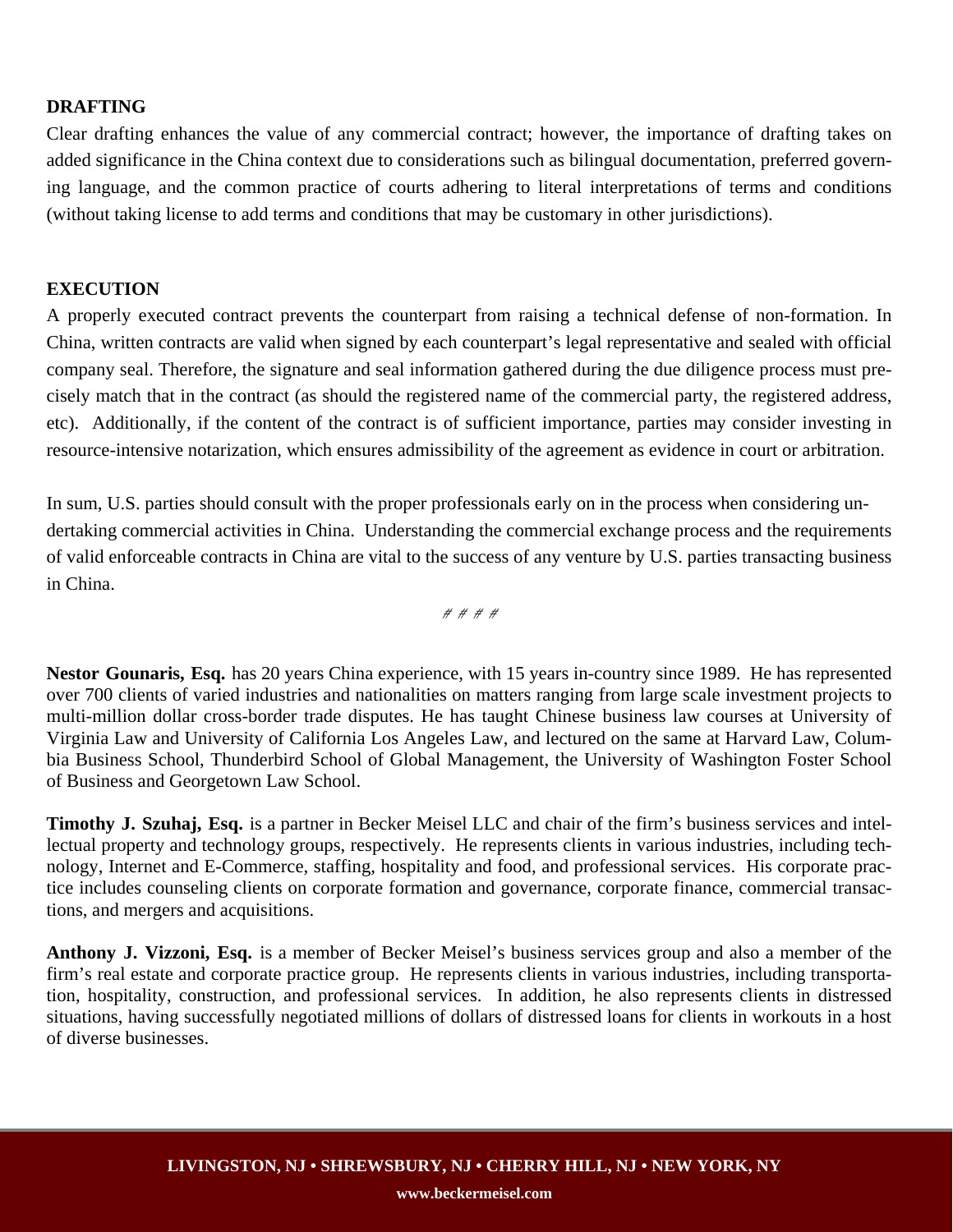## DRAFTING

Clear drafting enhances the value of any commercial contract; however, the importance of drafting takes on added significance in the China context due to considerations such as bilingual documentation, preferred governing language, and the common practice of courts adhering to literal interpretations of terms and conditions (without taking license to add terms and conditions that may be customary in other jurisdictions).

## EXECUTION

A properly executed contract prevents the counterpart from raising a technical defense of non-formation. In China, written contracts are valid when signed by each counterpart's legal representative and sealed with official company seal. Therefore, the signature and seal information gathered during the due diligence process must precisely match that in the contract (as should the registered name of the commercial party, the registered address, etc). Additionally, if the content of the contract is of sufficient importance, parties may consider investing in resource-intensive notarization, which ensures admissibility of the agreement as evidence in court or arbitration.

In sum, U.S. parties should consult with the proper professionals early on in the process when considering undertaking commercial activities in China. Understanding the commercial exchange process and the requirements of valid enforceable contracts in China are vital to the success of any venture by U.S. parties transacting business in China.

# # # #

**Nestor Gounaris, Esq.** has 20 years China experience, with 15 years in-country since 1989. He has represented over 700 clients of varied industries and nationalities on matters ranging from large scale investment projects to multi-million dollar cross-border trade disputes. He has taught Chinese business law courses at University of Virginia Law and University of California Los Angeles Law, and lectured on the same at Harvard Law, Columbia Business School, Thunderbird School of Global Management, the University of Washington Foster School of Business and Georgetown Law School.

**Timothy J. Szuhaj, Esq.** is a partner in Becker Meisel LLC and chair of the firm's business services and intellectual property and technology groups, respectively. He represents clients in various industries, including technology, Internet and E-Commerce, staffing, hospitality and food, and professional services. His corporate practice includes counseling clients on corporate formation and governance, corporate finance, commercial transactions, and mergers and acquisitions.

**Anthony J. Vizzoni, Esq.** is a member of Becker Meisel's business services group and also a member of the firm's real estate and corporate practice group. He represents clients in various industries, including transportation, hospitality, construction, and professional services. In addition, he also represents clients in distressed situations, having successfully negotiated millions of dollars of distressed loans for clients in workouts in a host of diverse businesses.

**LIVINGSTON, NJ • SHREWSBURY, NJ • CHERRY HILL, NJ • NEW YORK, NY**

**www.beckermeisel.com**